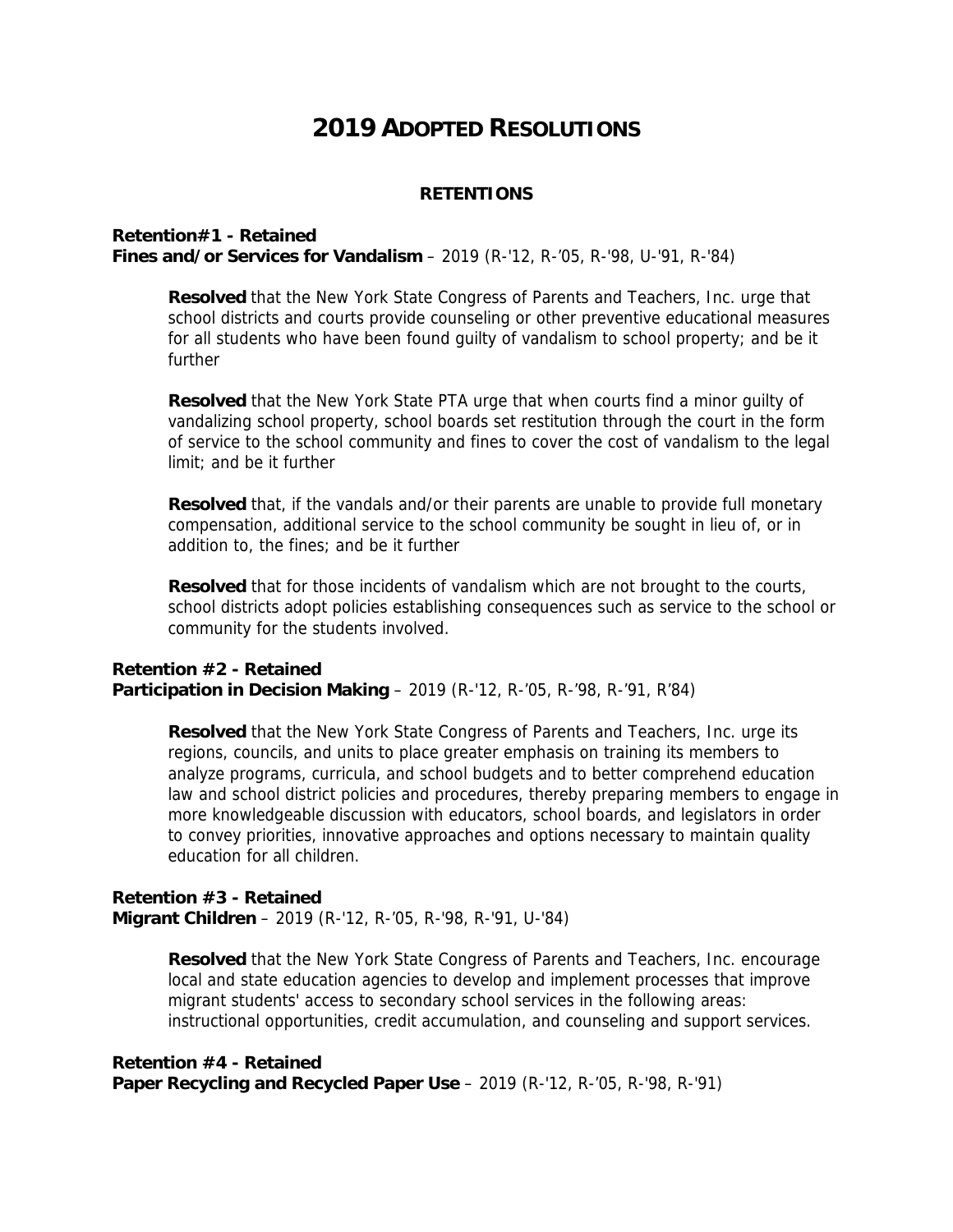# 2019 Adopted Resolutions

## RETENTIONS

**Retention#1 - Retained**
**Fines and/or Services for Vandalism** – 2019 (R-'12, R-'05, R-'98, U-'91, R-'84)

> **Resolved** that the New York State Congress of Parents and Teachers, Inc. urge that school districts and courts provide counseling or other preventive educational measures for all students who have been found guilty of vandalism to school property; and be it further
>
> **Resolved** that the New York State PTA urge that when courts find a minor guilty of vandalizing school property, school boards set restitution through the court in the form of service to the school community and fines to cover the cost of vandalism to the legal limit; and be it further
>
> **Resolved** that, if the vandals and/or their parents are unable to provide full monetary compensation, additional service to the school community be sought in lieu of, or in addition to, the fines; and be it further
>
> **Resolved** that for those incidents of vandalism which are not brought to the courts, school districts adopt policies establishing consequences such as service to the school or community for the students involved.

**Retention #2 - Retained**
**Participation in Decision Making** – 2019 (R-'12, R-'05, R-'98, R-'91, R'84)

> **Resolved** that the New York State Congress of Parents and Teachers, Inc. urge its regions, councils, and units to place greater emphasis on training its members to analyze programs, curricula, and school budgets and to better comprehend education law and school district policies and procedures, thereby preparing members to engage in more knowledgeable discussion with educators, school boards, and legislators in order to convey priorities, innovative approaches and options necessary to maintain quality education for all children.

**Retention #3 - Retained**
**Migrant Children** – 2019 (R-'12, R-'05, R-'98, R-'91, U-'84)

> **Resolved** that the New York State Congress of Parents and Teachers, Inc. encourage local and state education agencies to develop and implement processes that improve migrant students' access to secondary school services in the following areas: instructional opportunities, credit accumulation, and counseling and support services.

**Retention #4 - Retained**
**Paper Recycling and Recycled Paper Use** – 2019 (R-'12, R-'05, R-'98, R-'91)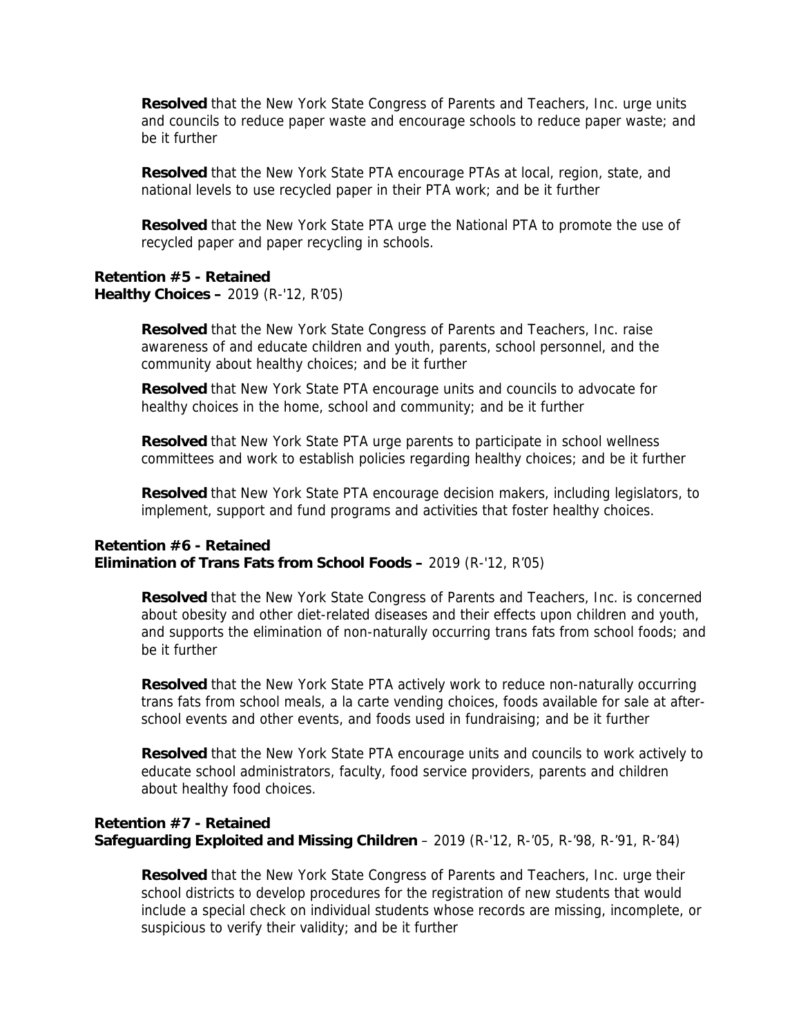**Resolved** that the New York State Congress of Parents and Teachers, Inc. urge units and councils to reduce paper waste and encourage schools to reduce paper waste; and be it further

**Resolved** that the New York State PTA encourage PTAs at local, region, state, and national levels to use recycled paper in their PTA work; and be it further

**Resolved** that the New York State PTA urge the National PTA to promote the use of recycled paper and paper recycling in schools.

**Retention #5 - Retained**
**Healthy Choices –** 2019 (R-'12, R'05)

**Resolved** that the New York State Congress of Parents and Teachers, Inc. raise awareness of and educate children and youth, parents, school personnel, and the community about healthy choices; and be it further

**Resolved** that New York State PTA encourage units and councils to advocate for healthy choices in the home, school and community; and be it further

**Resolved** that New York State PTA urge parents to participate in school wellness committees and work to establish policies regarding healthy choices; and be it further

**Resolved** that New York State PTA encourage decision makers, including legislators, to implement, support and fund programs and activities that foster healthy choices.

**Retention #6 - Retained**
**Elimination of Trans Fats from School Foods –** 2019 (R-'12, R'05)

**Resolved** that the New York State Congress of Parents and Teachers, Inc. is concerned about obesity and other diet-related diseases and their effects upon children and youth, and supports the elimination of non-naturally occurring trans fats from school foods; and be it further

**Resolved** that the New York State PTA actively work to reduce non-naturally occurring trans fats from school meals, a la carte vending choices, foods available for sale at after-school events and other events, and foods used in fundraising; and be it further

**Resolved** that the New York State PTA encourage units and councils to work actively to educate school administrators, faculty, food service providers, parents and children about healthy food choices.

**Retention #7 - Retained**
**Safeguarding Exploited and Missing Children** – 2019 (R-'12, R-'05, R-'98, R-'91, R-'84)

**Resolved** that the New York State Congress of Parents and Teachers, Inc. urge their school districts to develop procedures for the registration of new students that would include a special check on individual students whose records are missing, incomplete, or suspicious to verify their validity; and be it further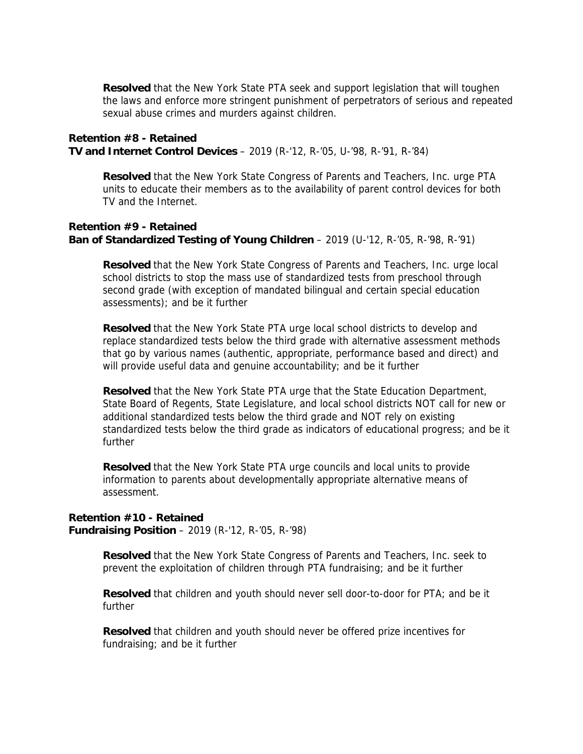**Resolved** that the New York State PTA seek and support legislation that will toughen the laws and enforce more stringent punishment of perpetrators of serious and repeated sexual abuse crimes and murders against children.

**Retention #8 - Retained**
**TV and Internet Control Devices** – 2019 (R-'12, R-'05, U-'98, R-'91, R-'84)

**Resolved** that the New York State Congress of Parents and Teachers, Inc. urge PTA units to educate their members as to the availability of parent control devices for both TV and the Internet.

**Retention #9 - Retained**
**Ban of Standardized Testing of Young Children** – 2019 (U-'12, R-'05, R-'98, R-'91)

**Resolved** that the New York State Congress of Parents and Teachers, Inc. urge local school districts to stop the mass use of standardized tests from preschool through second grade (with exception of mandated bilingual and certain special education assessments); and be it further

**Resolved** that the New York State PTA urge local school districts to develop and replace standardized tests below the third grade with alternative assessment methods that go by various names (authentic, appropriate, performance based and direct) and will provide useful data and genuine accountability; and be it further

**Resolved** that the New York State PTA urge that the State Education Department, State Board of Regents, State Legislature, and local school districts NOT call for new or additional standardized tests below the third grade and NOT rely on existing standardized tests below the third grade as indicators of educational progress; and be it further

**Resolved** that the New York State PTA urge councils and local units to provide information to parents about developmentally appropriate alternative means of assessment.

**Retention #10 - Retained**
**Fundraising Position** – 2019 (R-'12, R-'05, R-'98)

**Resolved** that the New York State Congress of Parents and Teachers, Inc. seek to prevent the exploitation of children through PTA fundraising; and be it further

**Resolved** that children and youth should never sell door-to-door for PTA; and be it further

**Resolved** that children and youth should never be offered prize incentives for fundraising; and be it further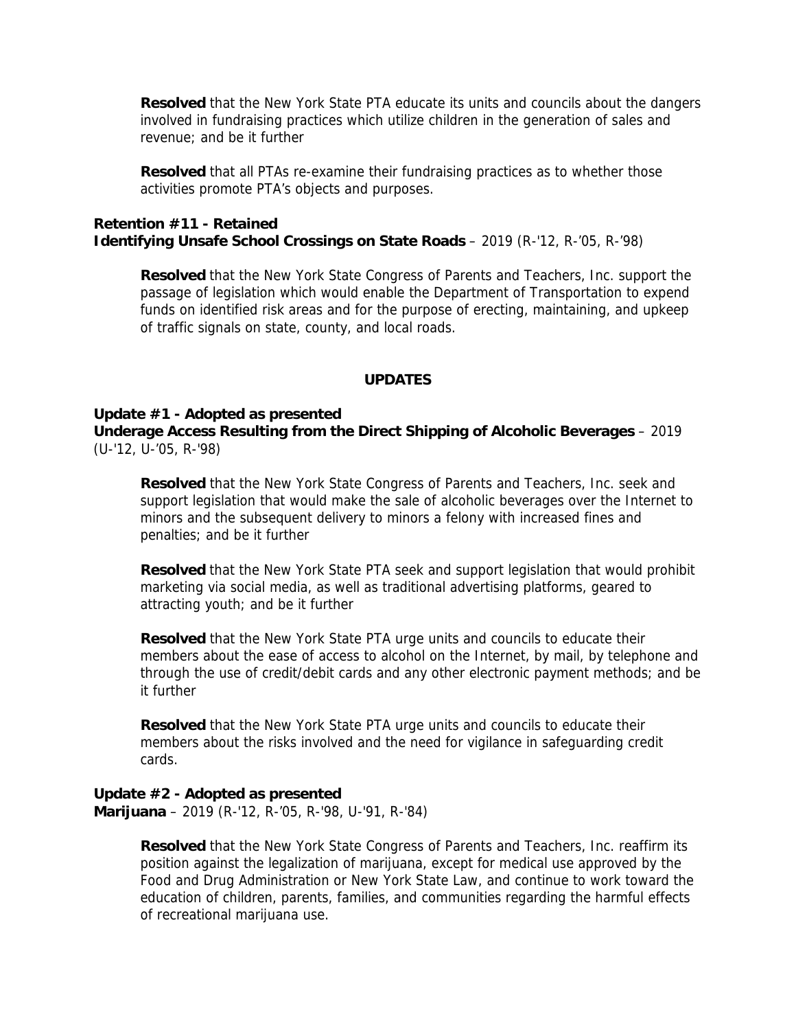**Resolved** that the New York State PTA educate its units and councils about the dangers involved in fundraising practices which utilize children in the generation of sales and revenue; and be it further

**Resolved** that all PTAs re-examine their fundraising practices as to whether those activities promote PTA's objects and purposes.

**Retention #11 - Retained**
**Identifying Unsafe School Crossings on State Roads** – 2019 (R-'12, R-'05, R-'98)

**Resolved** that the New York State Congress of Parents and Teachers, Inc. support the passage of legislation which would enable the Department of Transportation to expend funds on identified risk areas and for the purpose of erecting, maintaining, and upkeep of traffic signals on state, county, and local roads.

## UPDATES

**Update #1 - Adopted as presented**
**Underage Access Resulting from the Direct Shipping of Alcoholic Beverages** – 2019 (U-'12, U-'05, R-'98)

**Resolved** that the New York State Congress of Parents and Teachers, Inc. seek and support legislation that would make the sale of alcoholic beverages over the Internet to minors and the subsequent delivery to minors a felony with increased fines and penalties; and be it further

**Resolved** that the New York State PTA seek and support legislation that would prohibit marketing via social media, as well as traditional advertising platforms, geared to attracting youth; and be it further

**Resolved** that the New York State PTA urge units and councils to educate their members about the ease of access to alcohol on the Internet, by mail, by telephone and through the use of credit/debit cards and any other electronic payment methods; and be it further

**Resolved** that the New York State PTA urge units and councils to educate their members about the risks involved and the need for vigilance in safeguarding credit cards.

**Update #2 - Adopted as presented**
**Marijuana** – 2019 (R-'12, R-'05, R-'98, U-'91, R-'84)

**Resolved** that the New York State Congress of Parents and Teachers, Inc. reaffirm its position against the legalization of marijuana, except for medical use approved by the Food and Drug Administration or New York State Law, and continue to work toward the education of children, parents, families, and communities regarding the harmful effects of recreational marijuana use.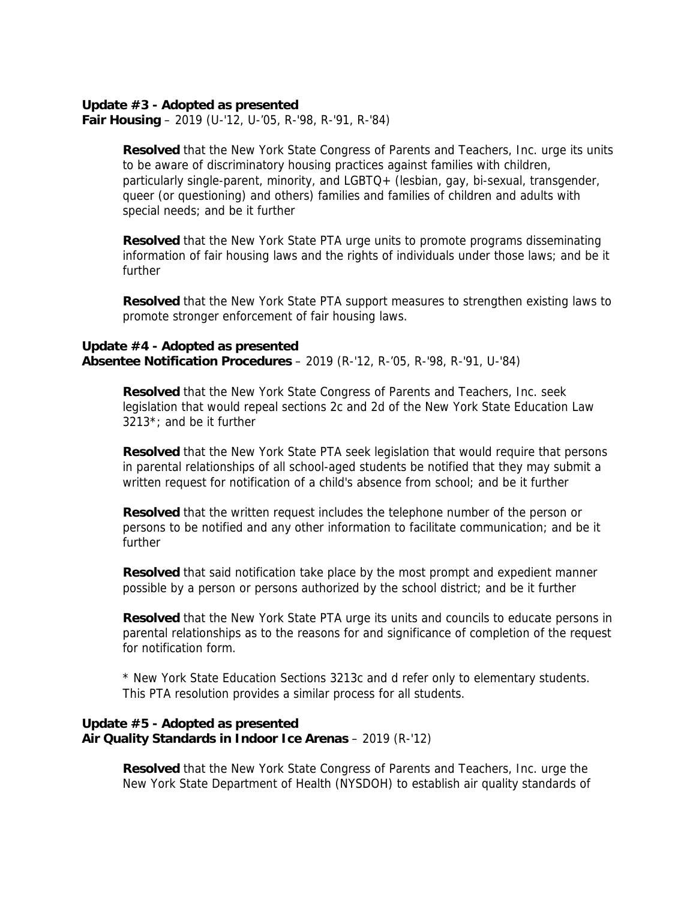**Update #3 - Adopted as presented**
**Fair Housing** – 2019 (U-'12, U-'05, R-'98, R-'91, R-'84)

> **Resolved** that the New York State Congress of Parents and Teachers, Inc. urge its units to be aware of discriminatory housing practices against families with children, particularly single-parent, minority, and LGBTQ+ (lesbian, gay, bi-sexual, transgender, queer (or questioning) and others) families and families of children and adults with special needs; and be it further
>
> **Resolved** that the New York State PTA urge units to promote programs disseminating information of fair housing laws and the rights of individuals under those laws; and be it further
>
> **Resolved** that the New York State PTA support measures to strengthen existing laws to promote stronger enforcement of fair housing laws.

**Update #4 - Adopted as presented**
**Absentee Notification Procedures** – 2019 (R-'12, R-'05, R-'98, R-'91, U-'84)

> **Resolved** that the New York State Congress of Parents and Teachers, Inc. seek legislation that would repeal sections 2c and 2d of the New York State Education Law 3213*; and be it further
>
> **Resolved** that the New York State PTA seek legislation that would require that persons in parental relationships of all school-aged students be notified that they may submit a written request for notification of a child's absence from school; and be it further
>
> **Resolved** that the written request includes the telephone number of the person or persons to be notified and any other information to facilitate communication; and be it further
>
> **Resolved** that said notification take place by the most prompt and expedient manner possible by a person or persons authorized by the school district; and be it further
>
> **Resolved** that the New York State PTA urge its units and councils to educate persons in parental relationships as to the reasons for and significance of completion of the request for notification form.
>
> * New York State Education Sections 3213c and d refer only to elementary students. This PTA resolution provides a similar process for all students.

**Update #5 - Adopted as presented**
**Air Quality Standards in Indoor Ice Arenas** – 2019 (R-'12)

> **Resolved** that the New York State Congress of Parents and Teachers, Inc. urge the New York State Department of Health (NYSDOH) to establish air quality standards of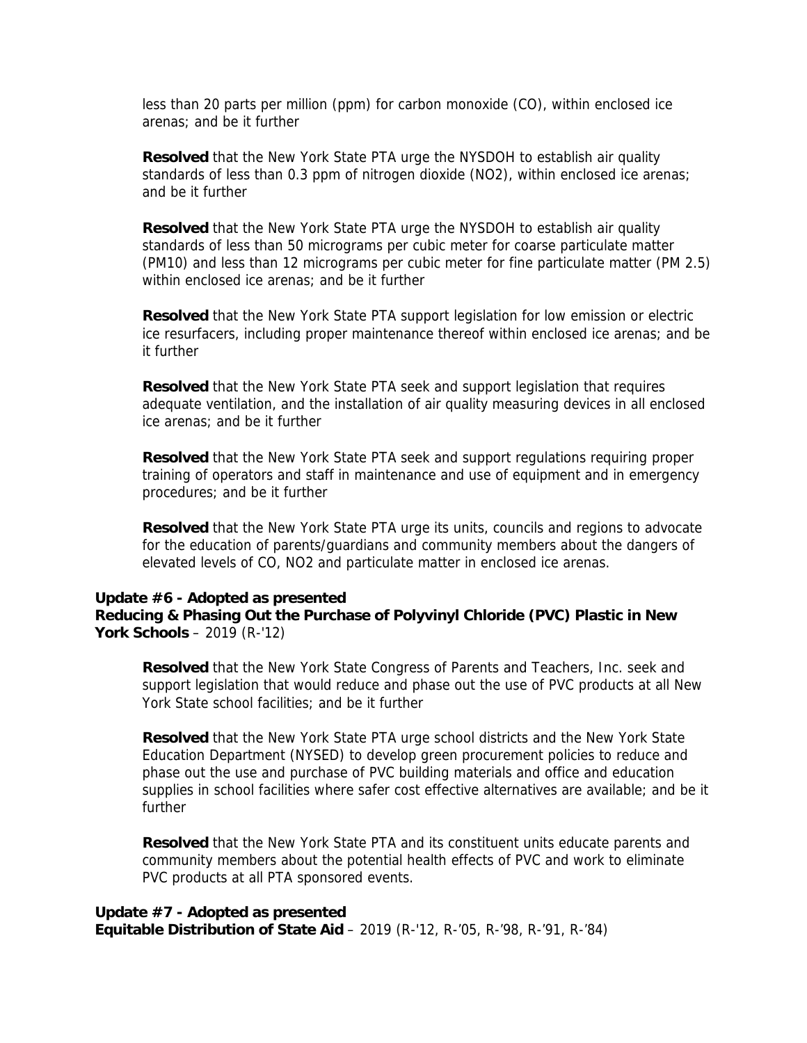less than 20 parts per million (ppm) for carbon monoxide (CO), within enclosed ice arenas; and be it further

**Resolved** that the New York State PTA urge the NYSDOH to establish air quality standards of less than 0.3 ppm of nitrogen dioxide ($NO_2$), within enclosed ice arenas; and be it further

**Resolved** that the New York State PTA urge the NYSDOH to establish air quality standards of less than 50 micrograms per cubic meter for coarse particulate matter ($PM_{10}$) and less than 12 micrograms per cubic meter for fine particulate matter ($PM_{2.5}$) within enclosed ice arenas; and be it further

**Resolved** that the New York State PTA support legislation for low emission or electric ice resurfacers, including proper maintenance thereof within enclosed ice arenas; and be it further

**Resolved** that the New York State PTA seek and support legislation that requires adequate ventilation, and the installation of air quality measuring devices in all enclosed ice arenas; and be it further

**Resolved** that the New York State PTA seek and support regulations requiring proper training of operators and staff in maintenance and use of equipment and in emergency procedures; and be it further

**Resolved** that the New York State PTA urge its units, councils and regions to advocate for the education of parents/guardians and community members about the dangers of elevated levels of CO, $NO_2$ and particulate matter in enclosed ice arenas.

**Update #6 - Adopted as presented**
**Reducing & Phasing Out the Purchase of Polyvinyl Chloride (PVC) Plastic in New York Schools** – 2019 (R-'12)

**Resolved** that the New York State Congress of Parents and Teachers, Inc. seek and support legislation that would reduce and phase out the use of PVC products at all New York State school facilities; and be it further

**Resolved** that the New York State PTA urge school districts and the New York State Education Department (NYSED) to develop green procurement policies to reduce and phase out the use and purchase of PVC building materials and office and education supplies in school facilities where safer cost effective alternatives are available; and be it further

**Resolved** that the New York State PTA and its constituent units educate parents and community members about the potential health effects of PVC and work to eliminate PVC products at all PTA sponsored events.

**Update #7 - Adopted as presented**
**Equitable Distribution of State Aid** – 2019 (R-'12, R-'05, R-'98, R-'91, R-'84)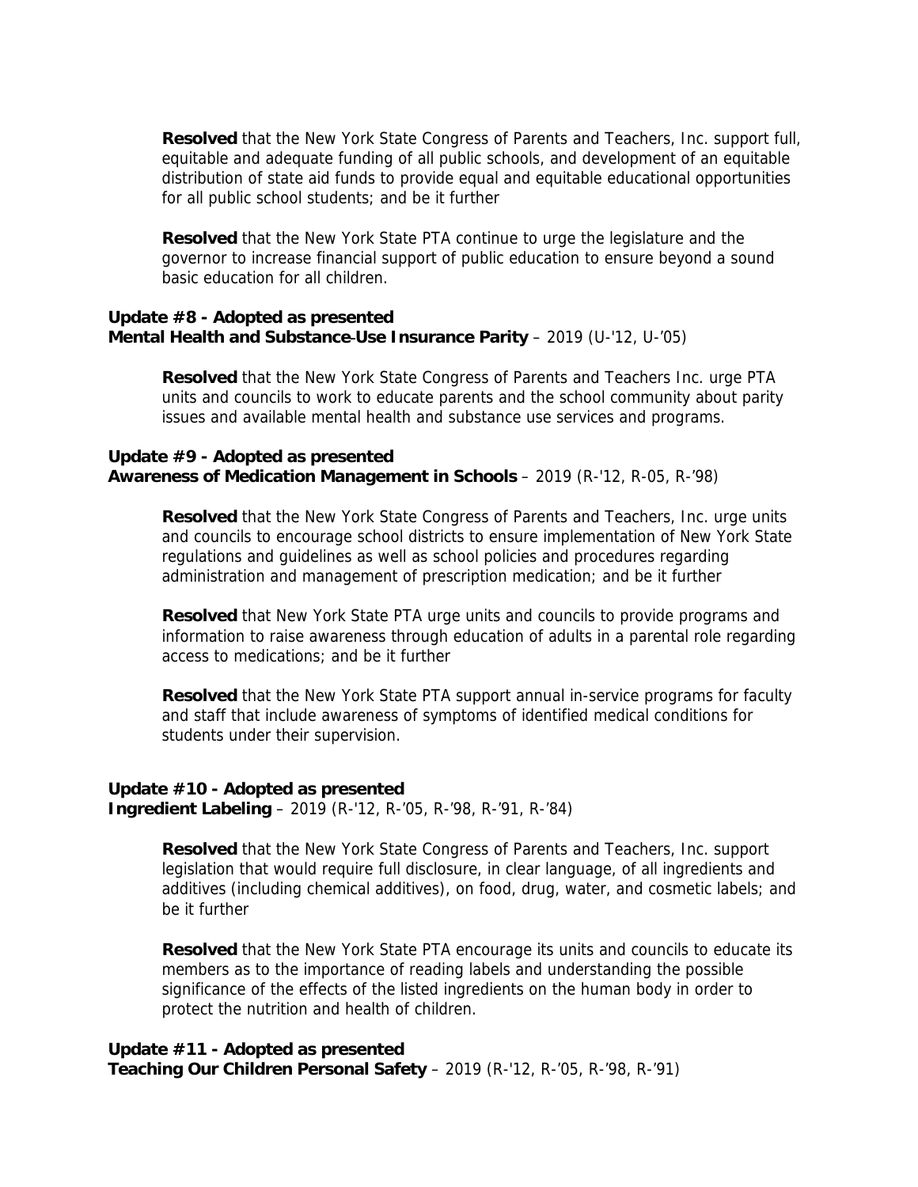**Resolved** that the New York State Congress of Parents and Teachers, Inc. support full, equitable and adequate funding of all public schools, and development of an equitable distribution of state aid funds to provide equal and equitable educational opportunities for all public school students; and be it further

**Resolved** that the New York State PTA continue to urge the legislature and the governor to increase financial support of public education to ensure beyond a sound basic education for all children.

**Update #8 - Adopted as presented**
**Mental Health and Substance-Use Insurance Parity** – 2019 (U-'12, U-'05)

**Resolved** that the New York State Congress of Parents and Teachers Inc. urge PTA units and councils to work to educate parents and the school community about parity issues and available mental health and substance use services and programs.

**Update #9 - Adopted as presented**
**Awareness of Medication Management in Schools** – 2019 (R-'12, R-05, R-'98)

**Resolved** that the New York State Congress of Parents and Teachers, Inc. urge units and councils to encourage school districts to ensure implementation of New York State regulations and guidelines as well as school policies and procedures regarding administration and management of prescription medication; and be it further

**Resolved** that New York State PTA urge units and councils to provide programs and information to raise awareness through education of adults in a parental role regarding access to medications; and be it further

**Resolved** that the New York State PTA support annual in-service programs for faculty and staff that include awareness of symptoms of identified medical conditions for students under their supervision.

**Update #10 - Adopted as presented**
**Ingredient Labeling** – 2019 (R-'12, R-'05, R-'98, R-'91, R-'84)

**Resolved** that the New York State Congress of Parents and Teachers, Inc. support legislation that would require full disclosure, in clear language, of all ingredients and additives (including chemical additives), on food, drug, water, and cosmetic labels; and be it further

**Resolved** that the New York State PTA encourage its units and councils to educate its members as to the importance of reading labels and understanding the possible significance of the effects of the listed ingredients on the human body in order to protect the nutrition and health of children.

**Update #11 - Adopted as presented**
**Teaching Our Children Personal Safety** – 2019 (R-'12, R-'05, R-'98, R-'91)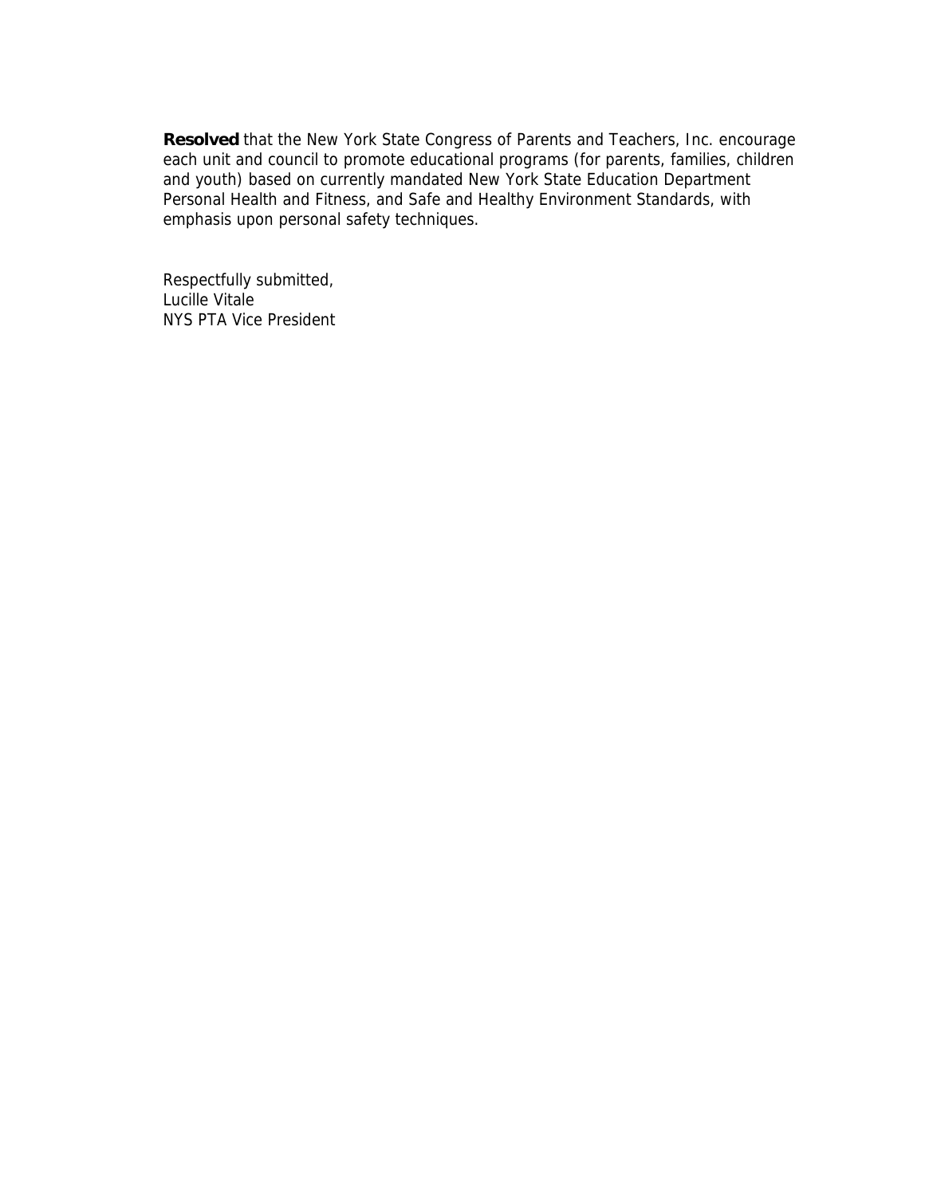**Resolved** that the New York State Congress of Parents and Teachers, Inc. encourage each unit and council to promote educational programs (for parents, families, children and youth) based on currently mandated New York State Education Department Personal Health and Fitness, and Safe and Healthy Environment Standards, with emphasis upon personal safety techniques.

Respectfully submitted,
Lucille Vitale
NYS PTA Vice President